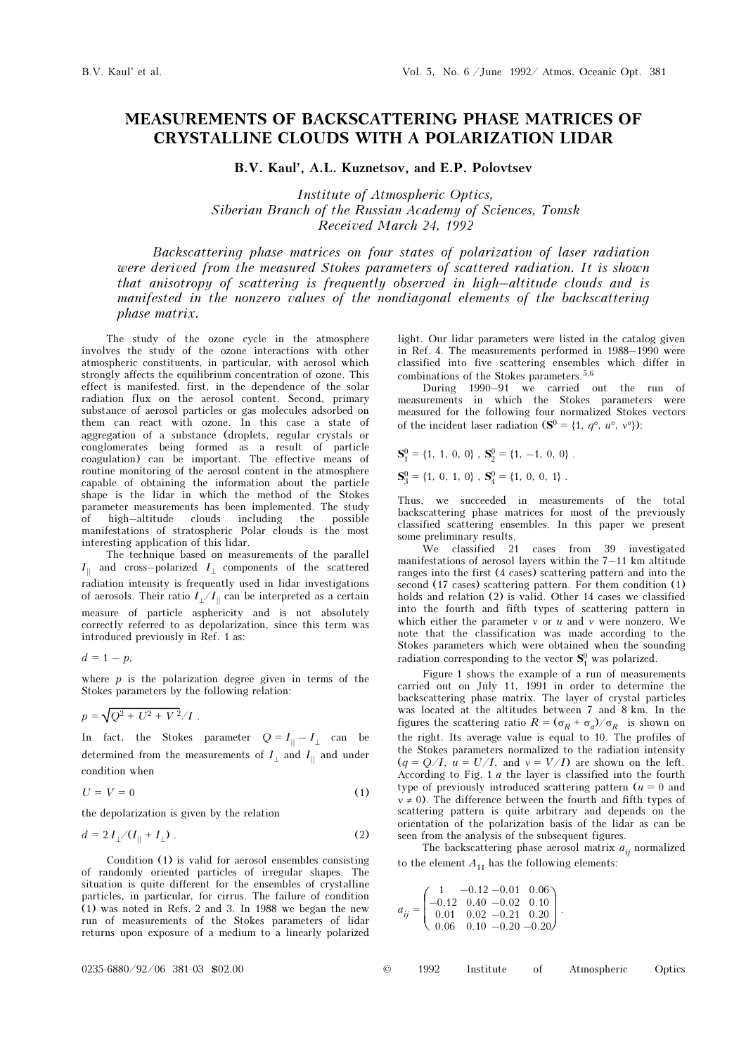# MEASUREMENTS OF BACKSCATTERING PHASE MATRICES OF CRYSTALLINE CLOUDS WITH A POLARIZATION LIDAR

**B.V. Kaul', A.L. Kuznetsov, and E.P. Polovtsev**

*Institute of Atmospheric Optics,*
*Siberian Branch of the Russian Academy of Sciences, Tomsk*
*Received March 24, 1992*

*Backscattering phase matrices on four states of polarization of laser radiation were derived from the measured Stokes parameters of scattered radiation. It is shown that anisotropy of scattering is frequently observed in high–altitude clouds and is manifested in the nonzero values of the nondiagonal elements of the backscattering phase matrix.*

The study of the ozone cycle in the atmosphere involves the study of the ozone interactions with other atmospheric constituents, in particular, with aerosol which strongly affects the equilibrium concentration of ozone. This effect is manifested, first, in the dependence of the solar radiation flux on the aerosol content. Second, primary substance of aerosol particles or gas molecules adsorbed on them can react with ozone. In this case a state of aggregation of a substance (droplets, regular crystals or conglomerates being formed as a result of particle coagulation) can be important. The effective means of routine monitoring of the aerosol content in the atmosphere capable of obtaining the information about the particle shape is the lidar in which the method of the Stokes parameter measurements has been implemented. The study of high–altitude clouds including the possible manifestations of stratospheric Polar clouds is the most interesting application of this lidar.

The technique based on measurements of the parallel $I_{\parallel}$ and cross–polarized $I_{\perp}$ components of the scattered radiation intensity is frequently used in lidar investigations of aerosols. Their ratio $I_{\perp}/I_{\parallel}$ can be interpreted as a certain measure of particle asphericity and is not absolutely correctly referred to as depolarization, since this term was introduced previously in Ref. 1 as:

$$d = 1 - p,$$

where $p$ is the polarization degree given in terms of the Stokes parameters by the following relation:

$$p = \sqrt{Q^2 + U^2 + V^2}/I .$$

In fact, the Stokes parameter $Q = I_{\parallel} - I_{\perp}$ can be determined from the measurements of $I_{\perp}$ and $I_{\parallel}$ and under condition when

$$U = V = 0 \tag{1}$$

the depolarization is given by the relation

$$d = 2\,I_{\perp}/(I_{\parallel} + I_{\perp}) . \tag{2}$$

Condition (1) is valid for aerosol ensembles consisting of randomly oriented particles of irregular shapes. The situation is quite different for the ensembles of crystalline particles, in particular, for cirrus. The failure of condition (1) was noted in Refs. 2 and 3. In 1988 we began the new run of measurements of the Stokes parameters of lidar returns upon exposure of a medium to a linearly polarized light. Our lidar parameters were listed in the catalog given in Ref. 4. The measurements performed in 1988–1990 were classified into five scattering ensembles which differ in combinations of the Stokes parameters.[5,6]

During 1990–91 we carried out the run of measurements in which the Stokes parameters were measured for the following four normalized Stokes vectors of the incident laser radiation ($\mathbf{S}^0 = \{1,\ q°,\ u°,\ v°\}$):

$$\mathbf{S}_1^0 = \{1,\ 1,\ 0,\ 0\}\ ,\ \mathbf{S}_2^0 = \{1,\ -1,\ 0,\ 0\}\ .$$

$$\mathbf{S}_3^0 = \{1,\ 0,\ 1,\ 0\}\ ,\ \mathbf{S}_4^0 = \{1,\ 0,\ 0,\ 1\}\ .$$

Thus, we succeeded in measurements of the total backscattering phase matrices for most of the previously classified scattering ensembles. In this paper we present some preliminary results.

We classified 21 cases from 39 investigated manifestations of aerosol layers within the 7–11 km altitude ranges into the first (4 cases) scattering pattern and into the second (17 cases) scattering pattern. For them condition (1) holds and relation (2) is valid. Other 14 cases we classified into the fourth and fifth types of scattering pattern in which either the parameter $v$ or $u$ and $v$ were nonzero. We note that the classification was made according to the Stokes parameters which were obtained when the sounding radiation corresponding to the vector $\mathbf{S}_1^0$ was polarized.

Figure 1 shows the example of a run of measurements carried out on July 11, 1991 in order to determine the backscattering phase matrix. The layer of crystal particles was located at the altitudes between 7 and 8 km. In the figures the scattering ratio $R = (\sigma_R + \sigma_a)/\sigma_R$ is shown on the right. Its average value is equal to 10. The profiles of the Stokes parameters normalized to the radiation intensity ($q = Q/I$, $u = U/I$, and $v = V/I$) are shown on the left. According to Fig. 1 *a* the layer is classified into the fourth type of previously introduced scattering pattern ($u = 0$ and $v \neq 0$). The difference between the fourth and fifth types of scattering pattern is quite arbitrary and depends on the orientation of the polarization basis of the lidar as can be seen from the analysis of the subsequent figures.

The backscattering phase aerosol matrix $a_{ij}$ normalized to the element $A_{11}$ has the following elements:

$$a_{ij} = \begin{pmatrix} 1 & -0.12 & -0.01 & 0.06 \\ -0.12 & 0.40 & -0.02 & 0.10 \\ 0.01 & 0.02 & -0.21 & 0.20 \\ 0.06 & 0.10 & -0.20 & -0.20 \end{pmatrix} .$$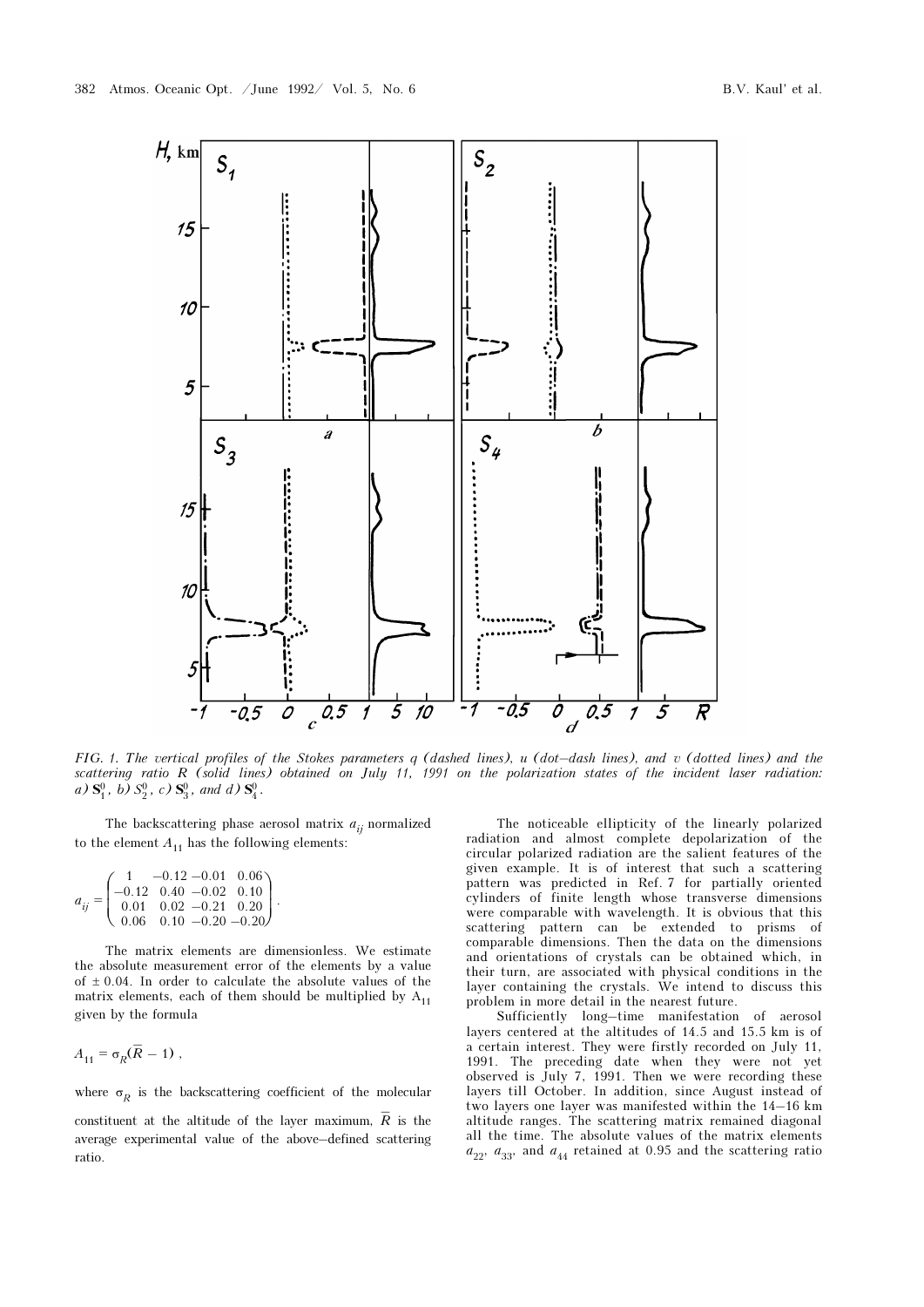FIG. 1. *The vertical profiles of the Stokes parameters q (dashed lines), u (dot–dash lines), and v (dotted lines) and the scattering ratio R (solid lines) obtained on July 11, 1991 on the polarization states of the incident laser radiation: a)* $\mathbf{S}_1^0$, *b)* $S_2^0$, *c)* $\mathbf{S}_3^0$, *and d)* $\mathbf{S}_4^0$.

The backscattering phase aerosol matrix $a_{ij}$ normalized to the element $A_{11}$ has the following elements:

$$a_{ij} = \begin{pmatrix} 1 & -0.12 & -0.01 & 0.06 \\ -0.12 & 0.40 & -0.02 & 0.10 \\ 0.01 & 0.02 & -0.21 & 0.20 \\ 0.06 & 0.10 & -0.20 & -0.20 \end{pmatrix}.$$

The matrix elements are dimensionless. We estimate the absolute measurement error of the elements by a value of ± 0.04. In order to calculate the absolute values of the matrix elements, each of them should be multiplied by $A_{11}$ given by the formula

$$A_{11} = \sigma_R(\bar{R} - 1) \, ,$$

where $\sigma_R$ is the backscattering coefficient of the molecular constituent at the altitude of the layer maximum, $\bar{R}$ is the average experimental value of the above–defined scattering ratio.

The noticeable ellipticity of the linearly polarized radiation and almost complete depolarization of the circular polarized radiation are the salient features of the given example. It is of interest that such a scattering pattern was predicted in Ref. 7 for partially oriented cylinders of finite length whose transverse dimensions were comparable with wavelength. It is obvious that this scattering pattern can be extended to prisms of comparable dimensions. Then the data on the dimensions and orientations of crystals can be obtained which, in their turn, are associated with physical conditions in the layer containing the crystals. We intend to discuss this problem in more detail in the nearest future.

Sufficiently long–time manifestation of aerosol layers centered at the altitudes of 14.5 and 15.5 km is of a certain interest. They were firstly recorded on July 11, 1991. The preceding date when they were not yet observed is July 7, 1991. Then we were recording these layers till October. In addition, since August instead of two layers one layer was manifested within the 14–16 km altitude ranges. The scattering matrix remained diagonal all the time. The absolute values of the matrix elements $a_{22}$, $a_{33}$, and $a_{44}$ retained at 0.95 and the scattering ratio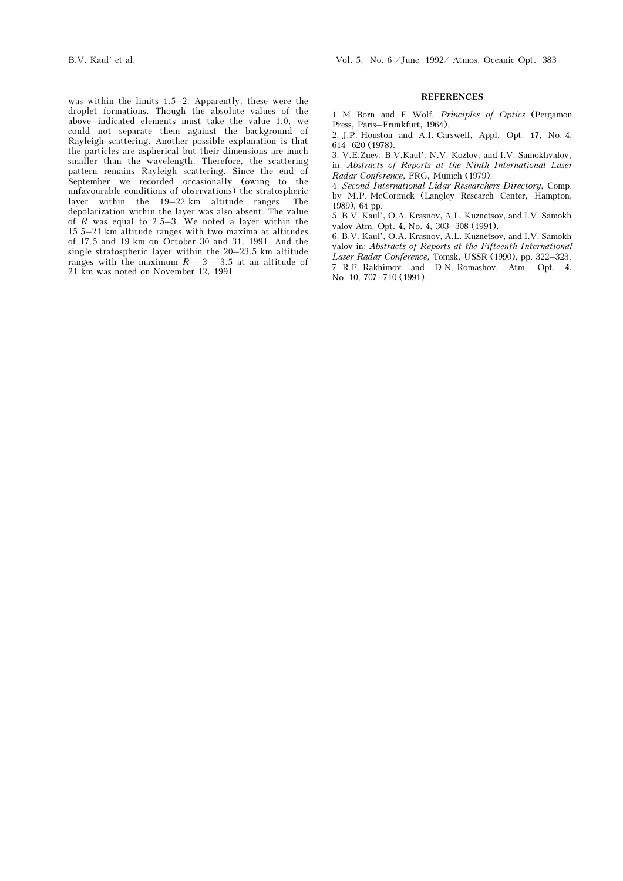was within the limits 1.5–2. Apparently, these were the droplet formations. Though the absolute values of the above–indicated elements must take the value 1.0, we could not separate them against the background of Rayleigh scattering. Another possible explanation is that the particles are aspherical but their dimensions are much smaller than the wavelength. Therefore, the scattering pattern remains Rayleigh scattering. Since the end of September we recorded occasionally (owing to the unfavourable conditions of observations) the stratospheric layer within the 19–22 km altitude ranges. The depolarization within the layer was also absent. The value of $R$ was equal to 2.5–3. We noted a layer within the 15.5–21 km altitude ranges with two maxima at altitudes of 17.5 and 19 km on October 30 and 31, 1991. And the single stratospheric layer within the 20–23.5 km altitude ranges with the maximum $R = 3 - 3.5$ at an altitude of 21 km was noted on November 12, 1991.

## REFERENCES

1. M. Born and E. Wolf, *Principles of Optics* (Pergamon Press, Paris–Frunkfurt, 1964).
2. J.P. Houston and A.I. Carswell, Appl. Opt. **17**, No. 4, 614–620 (1978).
3. V.E.Zuev, B.V.Kaul', N.V. Kozlov, and I.V. Samokhvalov, in: *Abstracts of Reports at the Ninth International Laser Radar Conference*, FRG, Munich (1979).
4. *Second International Lidar Researchers Directory*, Comp. by M.P. McCormick (Langley Research Center, Hampton, 1989), 64 pp.
5. B.V. Kaul', O.A. Krasnov, A.L. Kuznetsov, and I.V. Samokh valov Atm. Opt. **4**, No. 4, 303–308 (1991).
6. B.V. Kaul', O.A. Krasnov, A.L. Kuznetsov, and I.V. Samokh valov in: *Abstracts of Reports at the Fifteenth International Laser Radar Conference,* Tomsk, USSR (1990), pp. 322–323.
7. R.F. Rakhimov and D.N. Romashov, Atm. Opt. **4**, No. 10, 707–710 (1991).